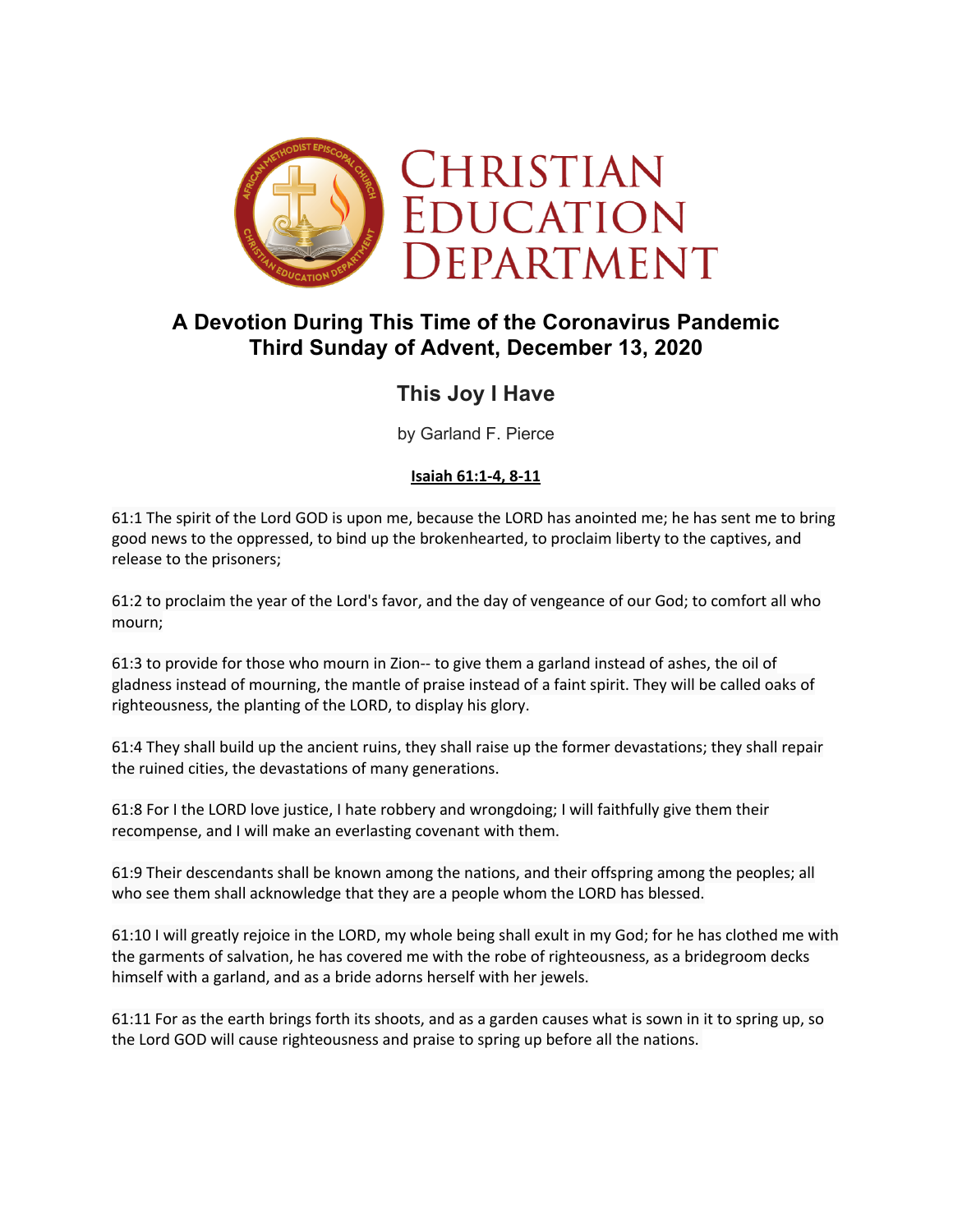# CHRISTIAN EDUCATION DEPARTMENT

## A Devotion During This Time of the Coronavirus Pandemic
## Third Sunday of Advent, December 13, 2020

### This Joy I Have

by Garland F. Pierce

**Isaiah 61:1-4, 8-11**

61:1 The spirit of the Lord GOD is upon me, because the LORD has anointed me; he has sent me to bring good news to the oppressed, to bind up the brokenhearted, to proclaim liberty to the captives, and release to the prisoners;

61:2 to proclaim the year of the Lord's favor, and the day of vengeance of our God; to comfort all who mourn;

61:3 to provide for those who mourn in Zion-- to give them a garland instead of ashes, the oil of gladness instead of mourning, the mantle of praise instead of a faint spirit. They will be called oaks of righteousness, the planting of the LORD, to display his glory.

61:4 They shall build up the ancient ruins, they shall raise up the former devastations; they shall repair the ruined cities, the devastations of many generations.

61:8 For I the LORD love justice, I hate robbery and wrongdoing; I will faithfully give them their recompense, and I will make an everlasting covenant with them.

61:9 Their descendants shall be known among the nations, and their offspring among the peoples; all who see them shall acknowledge that they are a people whom the LORD has blessed.

61:10 I will greatly rejoice in the LORD, my whole being shall exult in my God; for he has clothed me with the garments of salvation, he has covered me with the robe of righteousness, as a bridegroom decks himself with a garland, and as a bride adorns herself with her jewels.

61:11 For as the earth brings forth its shoots, and as a garden causes what is sown in it to spring up, so the Lord GOD will cause righteousness and praise to spring up before all the nations.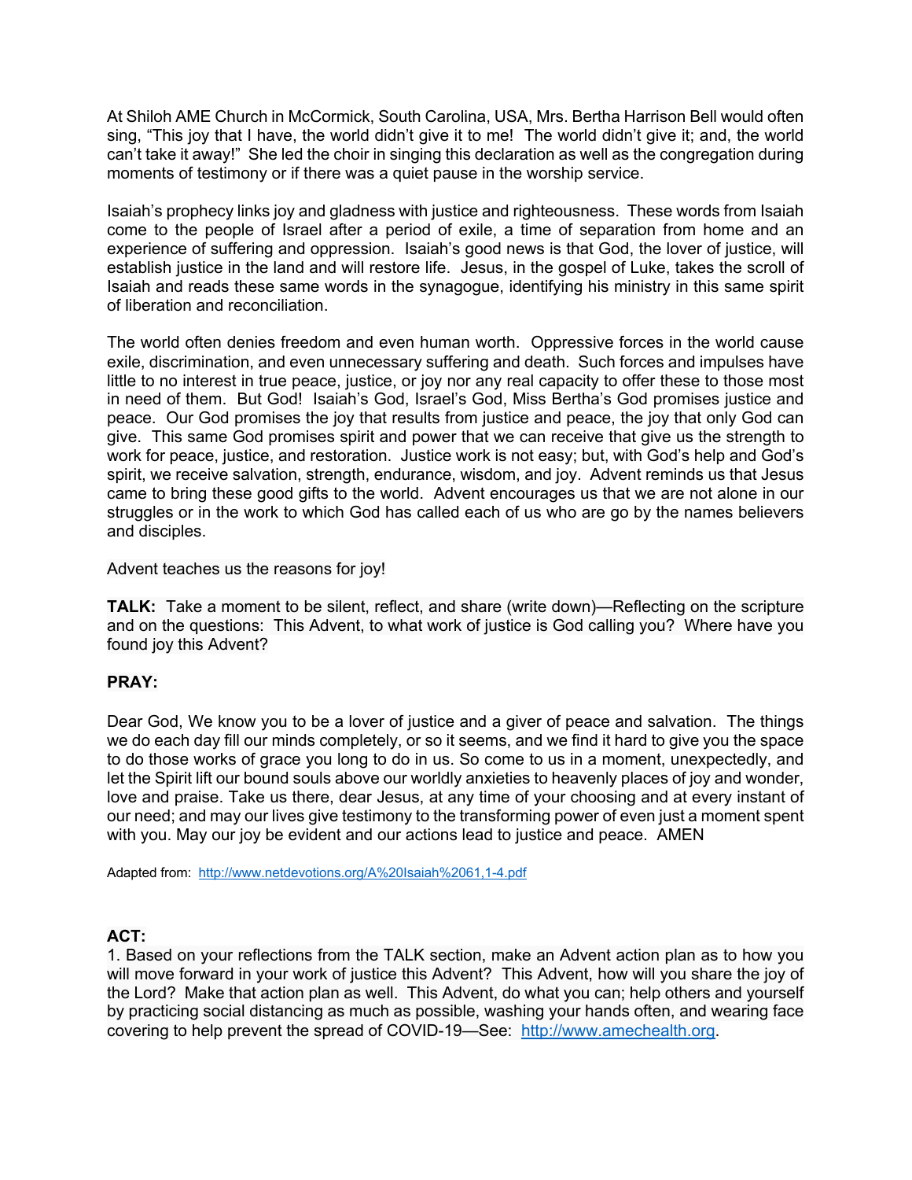At Shiloh AME Church in McCormick, South Carolina, USA, Mrs. Bertha Harrison Bell would often sing, "This joy that I have, the world didn't give it to me! The world didn't give it; and, the world can't take it away!" She led the choir in singing this declaration as well as the congregation during moments of testimony or if there was a quiet pause in the worship service.

Isaiah's prophecy links joy and gladness with justice and righteousness. These words from Isaiah come to the people of Israel after a period of exile, a time of separation from home and an experience of suffering and oppression. Isaiah's good news is that God, the lover of justice, will establish justice in the land and will restore life. Jesus, in the gospel of Luke, takes the scroll of Isaiah and reads these same words in the synagogue, identifying his ministry in this same spirit of liberation and reconciliation.

The world often denies freedom and even human worth. Oppressive forces in the world cause exile, discrimination, and even unnecessary suffering and death. Such forces and impulses have little to no interest in true peace, justice, or joy nor any real capacity to offer these to those most in need of them. But God! Isaiah's God, Israel's God, Miss Bertha's God promises justice and peace. Our God promises the joy that results from justice and peace, the joy that only God can give. This same God promises spirit and power that we can receive that give us the strength to work for peace, justice, and restoration. Justice work is not easy; but, with God's help and God's spirit, we receive salvation, strength, endurance, wisdom, and joy. Advent reminds us that Jesus came to bring these good gifts to the world. Advent encourages us that we are not alone in our struggles or in the work to which God has called each of us who are go by the names believers and disciples.

Advent teaches us the reasons for joy!

**TALK:** Take a moment to be silent, reflect, and share (write down)—Reflecting on the scripture and on the questions: This Advent, to what work of justice is God calling you? Where have you found joy this Advent?

**PRAY:**

Dear God, We know you to be a lover of justice and a giver of peace and salvation. The things we do each day fill our minds completely, or so it seems, and we find it hard to give you the space to do those works of grace you long to do in us. So come to us in a moment, unexpectedly, and let the Spirit lift our bound souls above our worldly anxieties to heavenly places of joy and wonder, love and praise. Take us there, dear Jesus, at any time of your choosing and at every instant of our need; and may our lives give testimony to the transforming power of even just a moment spent with you. May our joy be evident and our actions lead to justice and peace. AMEN

Adapted from: [http://www.netdevotions.org/A%20Isaiah%2061,1-4.pdf](http://www.netdevotions.org/A%20Isaiah%2061,1-4.pdf)

**ACT:**

1. Based on your reflections from the TALK section, make an Advent action plan as to how you will move forward in your work of justice this Advent? This Advent, how will you share the joy of the Lord? Make that action plan as well. This Advent, do what you can; help others and yourself by practicing social distancing as much as possible, washing your hands often, and wearing face covering to help prevent the spread of COVID-19—See: [http://www.amechealth.org](http://www.amechealth.org).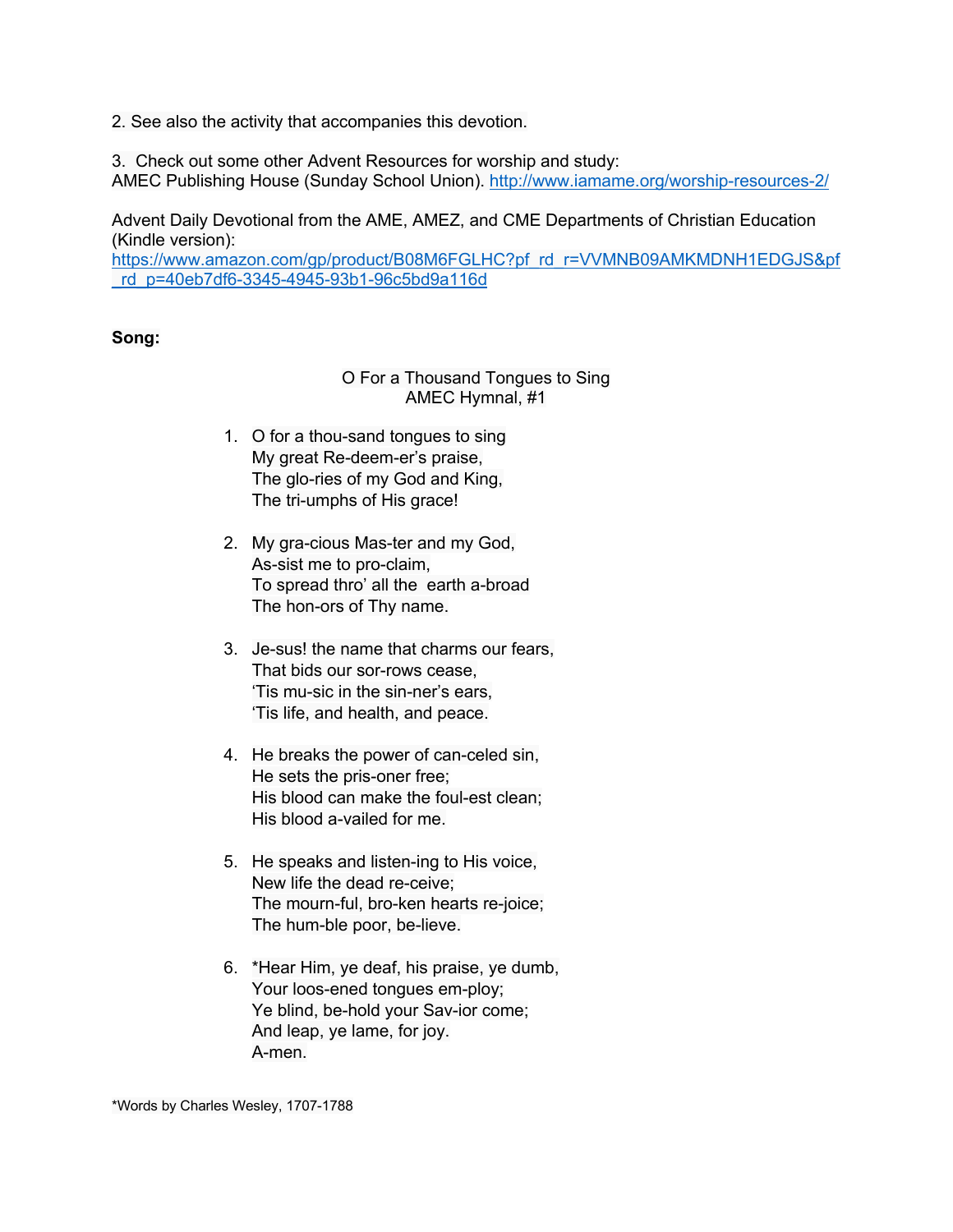2. See also the activity that accompanies this devotion.

3. Check out some other Advent Resources for worship and study:
AMEC Publishing House (Sunday School Union). http://www.iamame.org/worship-resources-2/

Advent Daily Devotional from the AME, AMEZ, and CME Departments of Christian Education (Kindle version):
https://www.amazon.com/gp/product/B08M6FGLHC?pf_rd_r=VVMNB09AMKMDNH1EDGJS&pf_rd_p=40eb7df6-3345-4945-93b1-96c5bd9a116d

**Song:**

O For a Thousand Tongues to Sing
AMEC Hymnal, #1

1. O for a thou-sand tongues to sing
   My great Re-deem-er's praise,
   The glo-ries of my God and King,
   The tri-umphs of His grace!

2. My gra-cious Mas-ter and my God,
   As-sist me to pro-claim,
   To spread thro' all the earth a-broad
   The hon-ors of Thy name.

3. Je-sus! the name that charms our fears,
   That bids our sor-rows cease,
   'Tis mu-sic in the sin-ner's ears,
   'Tis life, and health, and peace.

4. He breaks the power of can-celed sin,
   He sets the pris-oner free;
   His blood can make the foul-est clean;
   His blood a-vailed for me.

5. He speaks and listen-ing to His voice,
   New life the dead re-ceive;
   The mourn-ful, bro-ken hearts re-joice;
   The hum-ble poor, be-lieve.

6. *Hear Him, ye deaf, his praise, ye dumb,
   Your loos-ened tongues em-ploy;
   Ye blind, be-hold your Sav-ior come;
   And leap, ye lame, for joy.
   A-men.

*Words by Charles Wesley, 1707-1788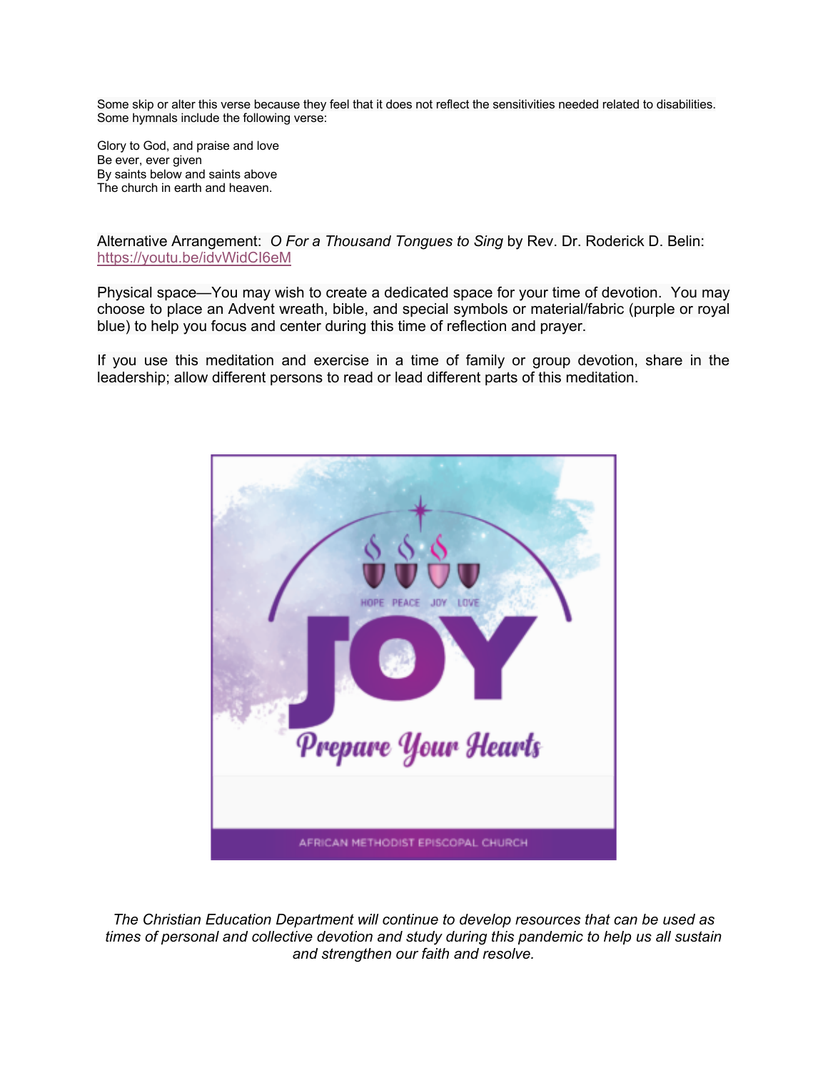Some skip or alter this verse because they feel that it does not reflect the sensitivities needed related to disabilities. Some hymnals include the following verse:

Glory to God, and praise and love  
Be ever, ever given  
By saints below and saints above  
The church in earth and heaven.

Alternative Arrangement: *O For a Thousand Tongues to Sing* by Rev. Dr. Roderick D. Belin: https://youtu.be/idvWidCI6eM

Physical space—You may wish to create a dedicated space for your time of devotion. You may choose to place an Advent wreath, bible, and special symbols or material/fabric (purple or royal blue) to help you focus and center during this time of reflection and prayer.

If you use this meditation and exercise in a time of family or group devotion, share in the leadership; allow different persons to read or lead different parts of this meditation.

HOPE PEACE JOY LOVE

JOY

Prepare Your Hearts

AFRICAN METHODIST EPISCOPAL CHURCH

*The Christian Education Department will continue to develop resources that can be used as times of personal and collective devotion and study during this pandemic to help us all sustain and strengthen our faith and resolve.*